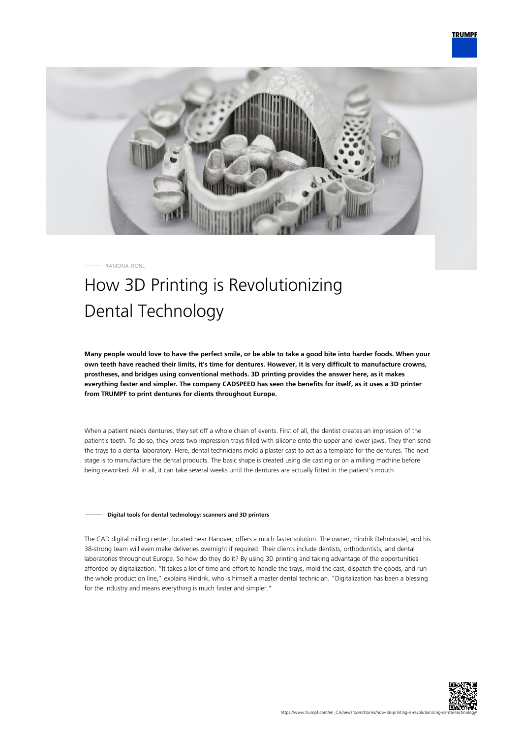RAMONA HÖNL

# How 3D Printing is Revolutionizing Dental Technology

**Many people would love to have the perfect smile, or be able to take a good bite into harder foods. When your own teeth have reached their limits, it's time for dentures. However, it is very difficult to manufacture crowns, prostheses, and bridges using conventional methods. 3D printing provides the answer here, as it makes everything faster and simpler. The company CADSPEED has seen the benefits for itself, as it uses a 3D printer from TRUMPF to print dentures for clients throughout Europe.**

When a patient needs dentures, they set off a whole chain of events. First of all, the dentist creates an impression of the patient's teeth. To do so, they press two impression trays filled with silicone onto the upper and lower jaws. They then send the trays to a dental laboratory. Here, dental technicians mold a plaster cast to act as a template for the dentures. The next stage is to manufacture the dental products. The basic shape is created using die casting or on a milling machine before being reworked. All in all, it can take several weeks until the dentures are actually fitted in the patient's mouth.

## Digital tools for dental technology: scanners and 3D printers

The CAD digital milling center, located near Hanover, offers a much faster solution. The owner, Hindrik Dehnbostel, and his 38-strong team will even make deliveries overnight if required. Their clients include dentists, orthodontists, and dental laboratories throughout Europe. So how do they do it? By using 3D printing and taking advantage of the opportunities afforded by digitalization. "It takes a lot of time and effort to handle the trays, mold the cast, dispatch the goods, and run the whole production line," explains Hindrik, who is himself a master dental technician. "Digitalization has been a blessing for the industry and means everything is much faster and simpler."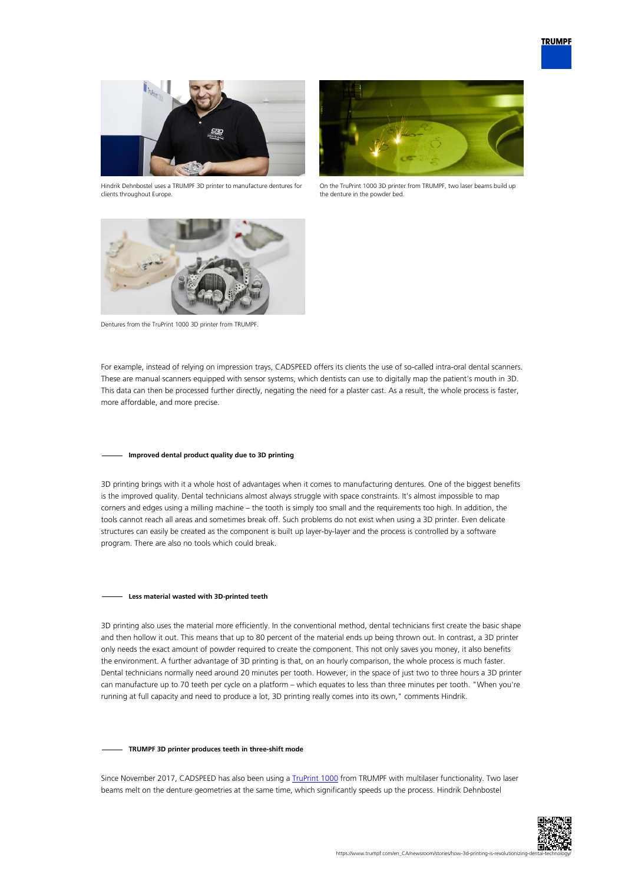Hindrik Dehnbostel uses a TRUMPF 3D printer to manufacture dentures for clients throughout Europe.

On the TruPrint 1000 3D printer from TRUMPF, two laser beams build up the denture in the powder bed.

Dentures from the TruPrint 1000 3D printer from TRUMPF.

For example, instead of relying on impression trays, CADSPEED offers its clients the use of so-called intra-oral dental scanners. These are manual scanners equipped with sensor systems, which dentists can use to digitally map the patient's mouth in 3D. This data can then be processed further directly, negating the need for a plaster cast. As a result, the whole process is faster, more affordable, and more precise.

### Improved dental product quality due to 3D printing

3D printing brings with it a whole host of advantages when it comes to manufacturing dentures. One of the biggest benefits is the improved quality. Dental technicians almost always struggle with space constraints. It's almost impossible to map corners and edges using a milling machine – the tooth is simply too small and the requirements too high. In addition, the tools cannot reach all areas and sometimes break off. Such problems do not exist when using a 3D printer. Even delicate structures can easily be created as the component is built up layer-by-layer and the process is controlled by a software program. There are also no tools which could break.

### Less material wasted with 3D-printed teeth

3D printing also uses the material more efficiently. In the conventional method, dental technicians first create the basic shape and then hollow it out. This means that up to 80 percent of the material ends up being thrown out. In contrast, a 3D printer only needs the exact amount of powder required to create the component. This not only saves you money, it also benefits the environment. A further advantage of 3D printing is that, on an hourly comparison, the whole process is much faster. Dental technicians normally need around 20 minutes per tooth. However, in the space of just two to three hours a 3D printer can manufacture up to 70 teeth per cycle on a platform – which equates to less than three minutes per tooth. "When you're running at full capacity and need to produce a lot, 3D printing really comes into its own," comments Hindrik.

### TRUMPF 3D printer produces teeth in three-shift mode

Since November 2017, CADSPEED has also been using a TruPrint 1000 from TRUMPF with multilaser functionality. Two laser beams melt on the denture geometries at the same time, which significantly speeds up the process. Hindrik Dehnbostel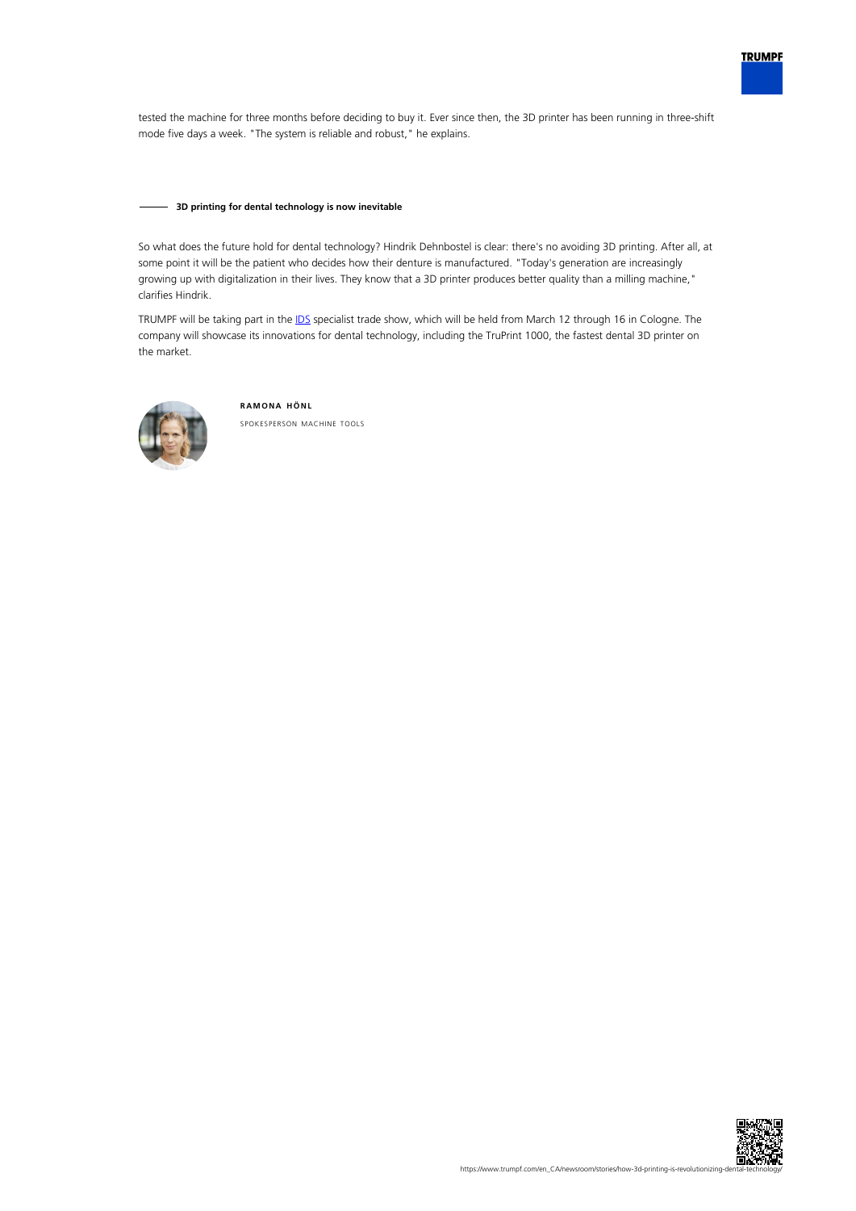tested the machine for three months before deciding to buy it. Ever since then, the 3D printer has been running in three-shift mode five days a week. "The system is reliable and robust," he explains.

### 3D printing for dental technology is now inevitable

So what does the future hold for dental technology? Hindrik Dehnbostel is clear: there's no avoiding 3D printing. After all, at some point it will be the patient who decides how their denture is manufactured. "Today's generation are increasingly growing up with digitalization in their lives. They know that a 3D printer produces better quality than a milling machine," clarifies Hindrik.

TRUMPF will be taking part in the IDS specialist trade show, which will be held from March 12 through 16 in Cologne. The company will showcase its innovations for dental technology, including the TruPrint 1000, the fastest dental 3D printer on the market.

**RAMONA HÖNL**

SPOKESPERSON MACHINE TOOLS